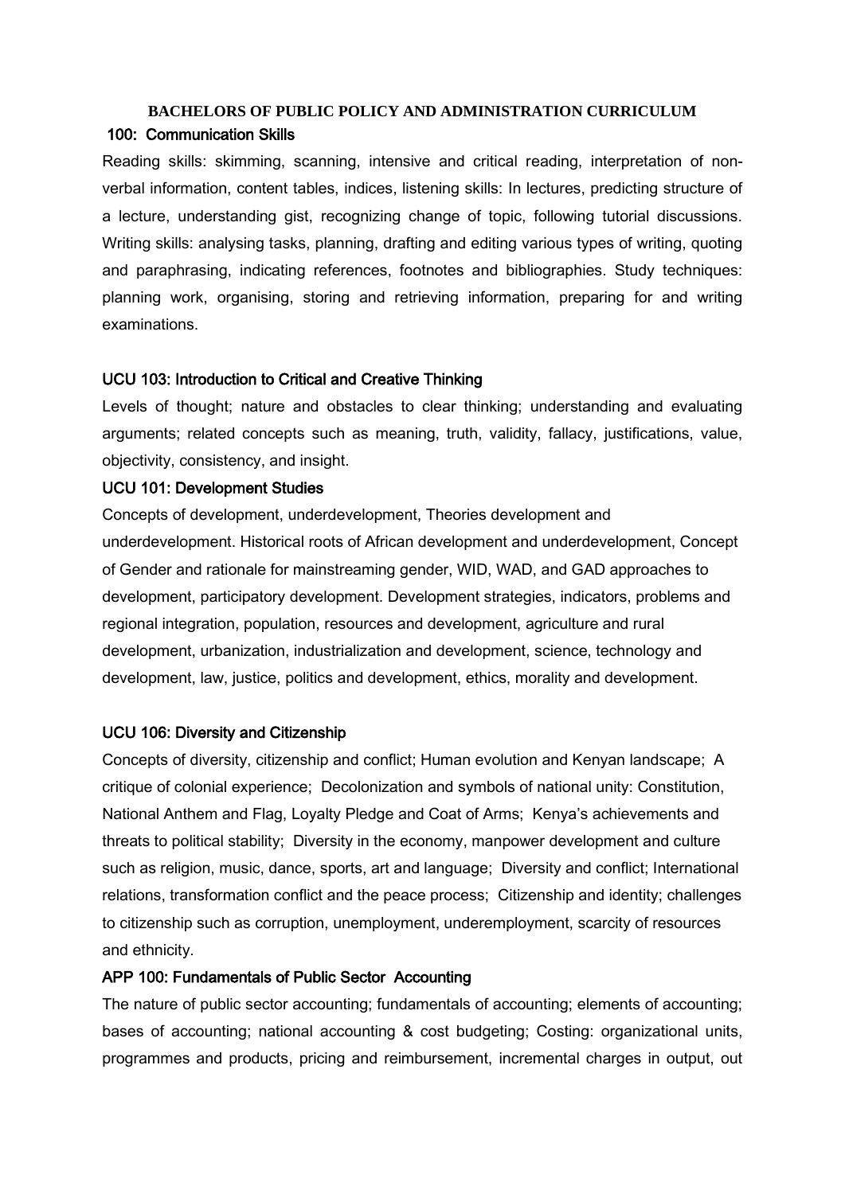**BACHELORS OF PUBLIC POLICY AND ADMINISTRATION CURRICULUM**

**100: Communication Skills**

Reading skills: skimming, scanning, intensive and critical reading, interpretation of non-verbal information, content tables, indices, listening skills: In lectures, predicting structure of a lecture, understanding gist, recognizing change of topic, following tutorial discussions. Writing skills: analysing tasks, planning, drafting and editing various types of writing, quoting and paraphrasing, indicating references, footnotes and bibliographies. Study techniques: planning work, organising, storing and retrieving information, preparing for and writing examinations.

**UCU 103: Introduction to Critical and Creative Thinking**

Levels of thought; nature and obstacles to clear thinking; understanding and evaluating arguments; related concepts such as meaning, truth, validity, fallacy, justifications, value, objectivity, consistency, and insight.

**UCU 101: Development Studies**

Concepts of development, underdevelopment, Theories development and underdevelopment. Historical roots of African development and underdevelopment, Concept of Gender and rationale for mainstreaming gender, WID, WAD, and GAD approaches to development, participatory development. Development strategies, indicators, problems and regional integration, population, resources and development, agriculture and rural development, urbanization, industrialization and development, science, technology and development, law, justice, politics and development, ethics, morality and development.

**UCU 106: Diversity and Citizenship**

Concepts of diversity, citizenship and conflict; Human evolution and Kenyan landscape; A critique of colonial experience; Decolonization and symbols of national unity: Constitution, National Anthem and Flag, Loyalty Pledge and Coat of Arms; Kenya's achievements and threats to political stability; Diversity in the economy, manpower development and culture such as religion, music, dance, sports, art and language; Diversity and conflict; International relations, transformation conflict and the peace process; Citizenship and identity; challenges to citizenship such as corruption, unemployment, underemployment, scarcity of resources and ethnicity.

**APP 100: Fundamentals of Public Sector Accounting**

The nature of public sector accounting; fundamentals of accounting; elements of accounting; bases of accounting; national accounting & cost budgeting; Costing: organizational units, programmes and products, pricing and reimbursement, incremental charges in output, out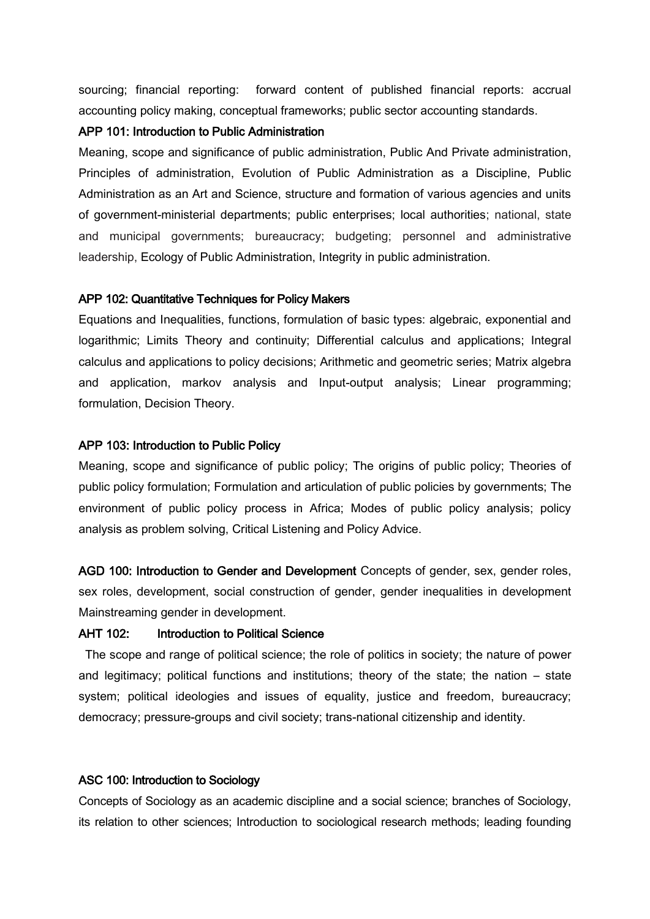sourcing; financial reporting: forward content of published financial reports: accrual accounting policy making, conceptual frameworks; public sector accounting standards.

**APP 101: Introduction to Public Administration**

Meaning, scope and significance of public administration, Public And Private administration, Principles of administration, Evolution of Public Administration as a Discipline, Public Administration as an Art and Science, structure and formation of various agencies and units of government-ministerial departments; public enterprises; local authorities; national, state and municipal governments; bureaucracy; budgeting; personnel and administrative leadership, Ecology of Public Administration, Integrity in public administration.

**APP 102: Quantitative Techniques for Policy Makers**

Equations and Inequalities, functions, formulation of basic types: algebraic, exponential and logarithmic; Limits Theory and continuity; Differential calculus and applications; Integral calculus and applications to policy decisions; Arithmetic and geometric series; Matrix algebra and application, markov analysis and Input-output analysis; Linear programming; formulation, Decision Theory.

**APP 103: Introduction to Public Policy**

Meaning, scope and significance of public policy; The origins of public policy; Theories of public policy formulation; Formulation and articulation of public policies by governments; The environment of public policy process in Africa; Modes of public policy analysis; policy analysis as problem solving, Critical Listening and Policy Advice.

**AGD 100: Introduction to Gender and Development** Concepts of gender, sex, gender roles, sex roles, development, social construction of gender, gender inequalities in development Mainstreaming gender in development.

**AHT 102: Introduction to Political Science**

The scope and range of political science; the role of politics in society; the nature of power and legitimacy; political functions and institutions; theory of the state; the nation – state system; political ideologies and issues of equality, justice and freedom, bureaucracy; democracy; pressure-groups and civil society; trans-national citizenship and identity.

**ASC 100: Introduction to Sociology**

Concepts of Sociology as an academic discipline and a social science; branches of Sociology, its relation to other sciences; Introduction to sociological research methods; leading founding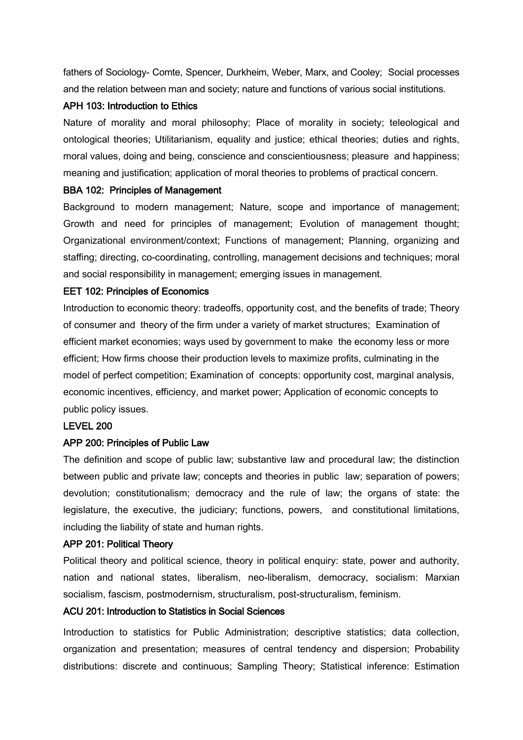fathers of Sociology- Comte, Spencer, Durkheim, Weber, Marx, and Cooley; Social processes and the relation between man and society; nature and functions of various social institutions.

### APH 103: Introduction to Ethics

Nature of morality and moral philosophy; Place of morality in society; teleological and ontological theories; Utilitarianism, equality and justice; ethical theories; duties and rights, moral values, doing and being, conscience and conscientiousness; pleasure and happiness; meaning and justification; application of moral theories to problems of practical concern.

### BBA 102: Principles of Management

Background to modern management; Nature, scope and importance of management; Growth and need for principles of management; Evolution of management thought; Organizational environment/context; Functions of management; Planning, organizing and staffing; directing, co-coordinating, controlling, management decisions and techniques; moral and social responsibility in management; emerging issues in management.

### EET 102: Principles of Economics

Introduction to economic theory: tradeoffs, opportunity cost, and the benefits of trade; Theory of consumer and theory of the firm under a variety of market structures; Examination of efficient market economies; ways used by government to make the economy less or more efficient; How firms choose their production levels to maximize profits, culminating in the model of perfect competition; Examination of concepts: opportunity cost, marginal analysis, economic incentives, efficiency, and market power; Application of economic concepts to public policy issues.

## LEVEL 200

### APP 200: Principles of Public Law

The definition and scope of public law; substantive law and procedural law; the distinction between public and private law; concepts and theories in public law; separation of powers; devolution; constitutionalism; democracy and the rule of law; the organs of state: the legislature, the executive, the judiciary; functions, powers, and constitutional limitations, including the liability of state and human rights.

### APP 201: Political Theory

Political theory and political science, theory in political enquiry: state, power and authority, nation and national states, liberalism, neo-liberalism, democracy, socialism: Marxian socialism, fascism, postmodernism, structuralism, post-structuralism, feminism.

### ACU 201: Introduction to Statistics in Social Sciences

Introduction to statistics for Public Administration; descriptive statistics; data collection, organization and presentation; measures of central tendency and dispersion; Probability distributions: discrete and continuous; Sampling Theory; Statistical inference: Estimation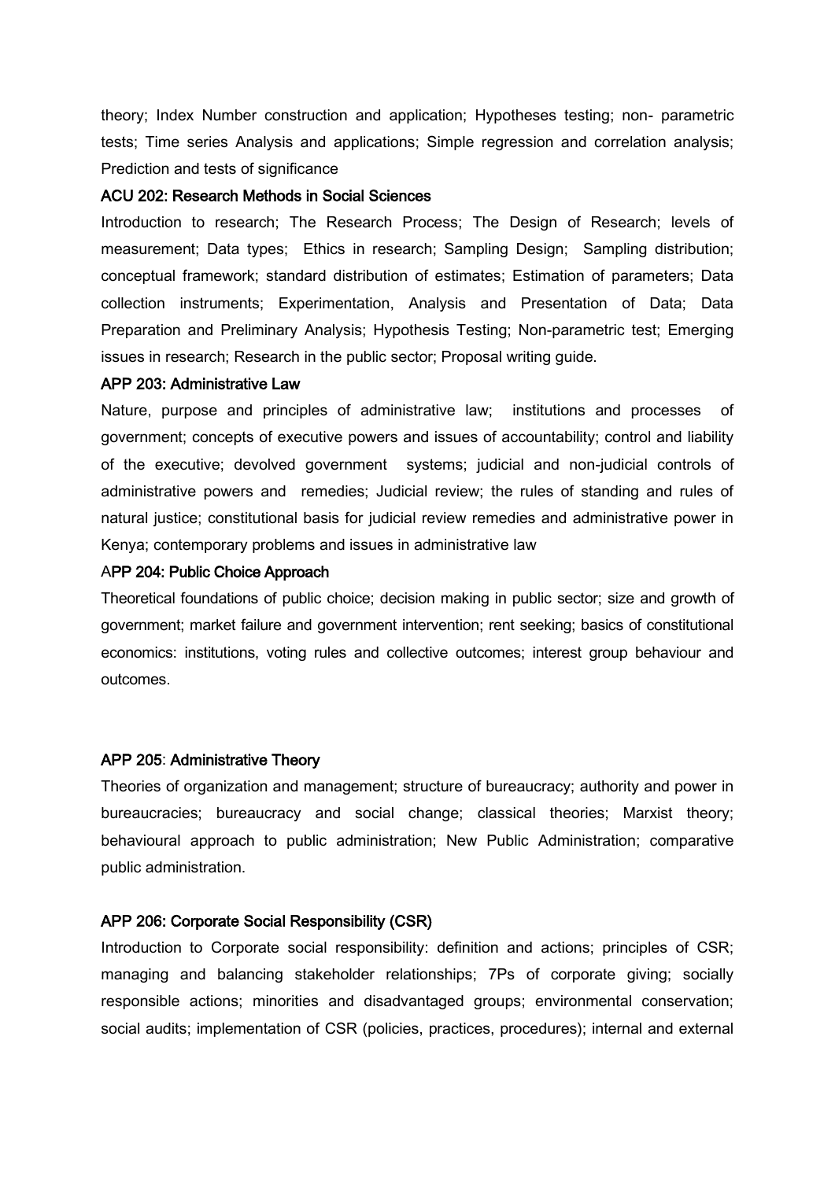theory; Index Number construction and application; Hypotheses testing; non- parametric tests; Time series Analysis and applications; Simple regression and correlation analysis; Prediction and tests of significance

### ACU 202: Research Methods in Social Sciences

Introduction to research; The Research Process; The Design of Research; levels of measurement; Data types; Ethics in research; Sampling Design; Sampling distribution; conceptual framework; standard distribution of estimates; Estimation of parameters; Data collection instruments; Experimentation, Analysis and Presentation of Data; Data Preparation and Preliminary Analysis; Hypothesis Testing; Non-parametric test; Emerging issues in research; Research in the public sector; Proposal writing guide.

### APP 203: Administrative Law

Nature, purpose and principles of administrative law; institutions and processes of government; concepts of executive powers and issues of accountability; control and liability of the executive; devolved government systems; judicial and non-judicial controls of administrative powers and remedies; Judicial review; the rules of standing and rules of natural justice; constitutional basis for judicial review remedies and administrative power in Kenya; contemporary problems and issues in administrative law

### APP 204: Public Choice Approach

Theoretical foundations of public choice; decision making in public sector; size and growth of government; market failure and government intervention; rent seeking; basics of constitutional economics: institutions, voting rules and collective outcomes; interest group behaviour and outcomes.

### APP 205: Administrative Theory

Theories of organization and management; structure of bureaucracy; authority and power in bureaucracies; bureaucracy and social change; classical theories; Marxist theory; behavioural approach to public administration; New Public Administration; comparative public administration.

### APP 206: Corporate Social Responsibility (CSR)

Introduction to Corporate social responsibility: definition and actions; principles of CSR; managing and balancing stakeholder relationships; 7Ps of corporate giving; socially responsible actions; minorities and disadvantaged groups; environmental conservation; social audits; implementation of CSR (policies, practices, procedures); internal and external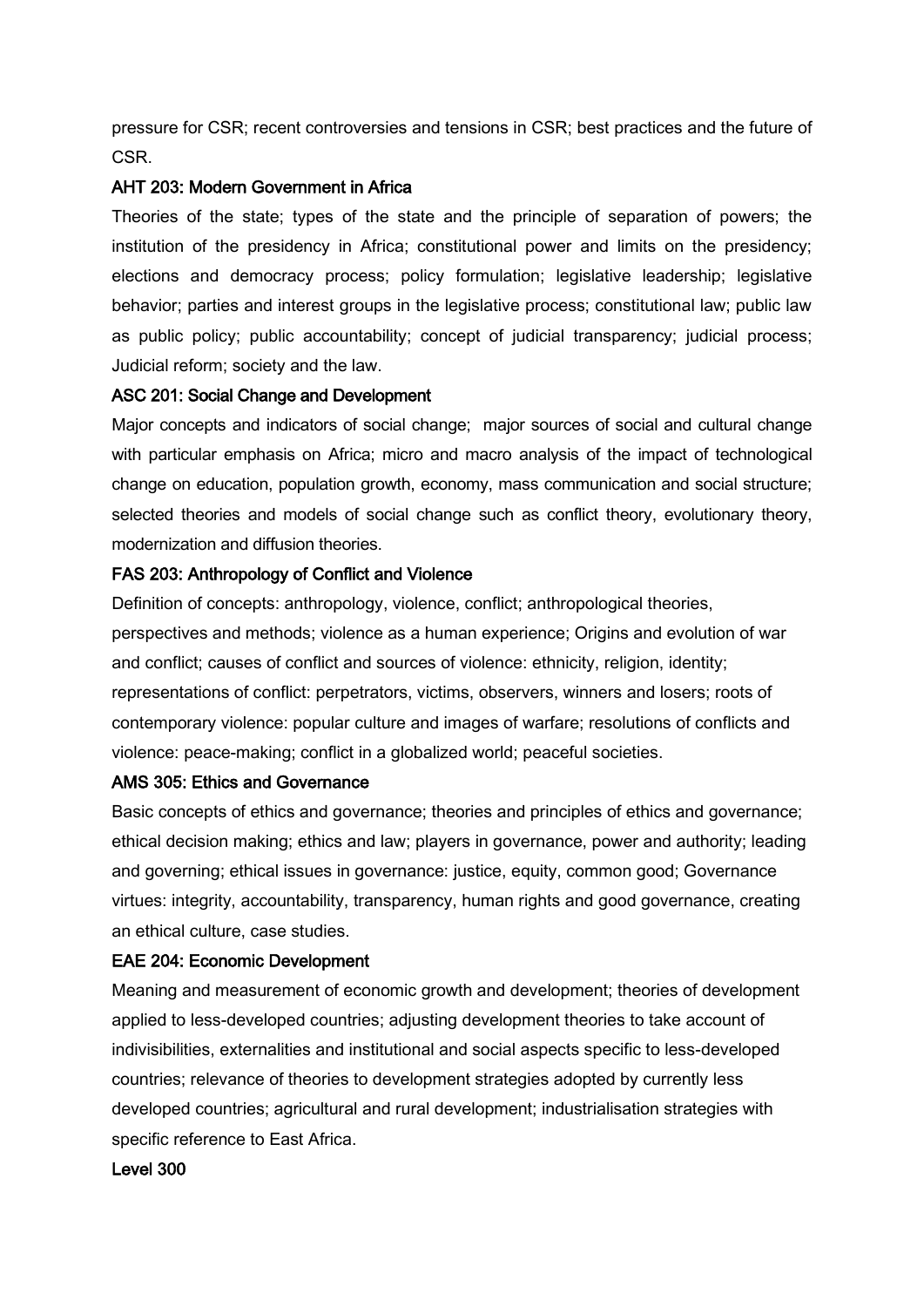pressure for CSR; recent controversies and tensions in CSR; best practices and the future of CSR.

### AHT 203: Modern Government in Africa

Theories of the state; types of the state and the principle of separation of powers; the institution of the presidency in Africa; constitutional power and limits on the presidency; elections and democracy process; policy formulation; legislative leadership; legislative behavior; parties and interest groups in the legislative process; constitutional law; public law as public policy; public accountability; concept of judicial transparency; judicial process; Judicial reform; society and the law.

### ASC 201: Social Change and Development

Major concepts and indicators of social change; major sources of social and cultural change with particular emphasis on Africa; micro and macro analysis of the impact of technological change on education, population growth, economy, mass communication and social structure; selected theories and models of social change such as conflict theory, evolutionary theory, modernization and diffusion theories.

### FAS 203: Anthropology of Conflict and Violence

Definition of concepts: anthropology, violence, conflict; anthropological theories, perspectives and methods; violence as a human experience; Origins and evolution of war and conflict; causes of conflict and sources of violence: ethnicity, religion, identity; representations of conflict: perpetrators, victims, observers, winners and losers; roots of contemporary violence: popular culture and images of warfare; resolutions of conflicts and violence: peace-making; conflict in a globalized world; peaceful societies.

### AMS 305: Ethics and Governance

Basic concepts of ethics and governance; theories and principles of ethics and governance; ethical decision making; ethics and law; players in governance, power and authority; leading and governing; ethical issues in governance: justice, equity, common good; Governance virtues: integrity, accountability, transparency, human rights and good governance, creating an ethical culture, case studies.

### EAE 204: Economic Development

Meaning and measurement of economic growth and development; theories of development applied to less-developed countries; adjusting development theories to take account of indivisibilities, externalities and institutional and social aspects specific to less-developed countries; relevance of theories to development strategies adopted by currently less developed countries; agricultural and rural development; industrialisation strategies with specific reference to East Africa.

### Level 300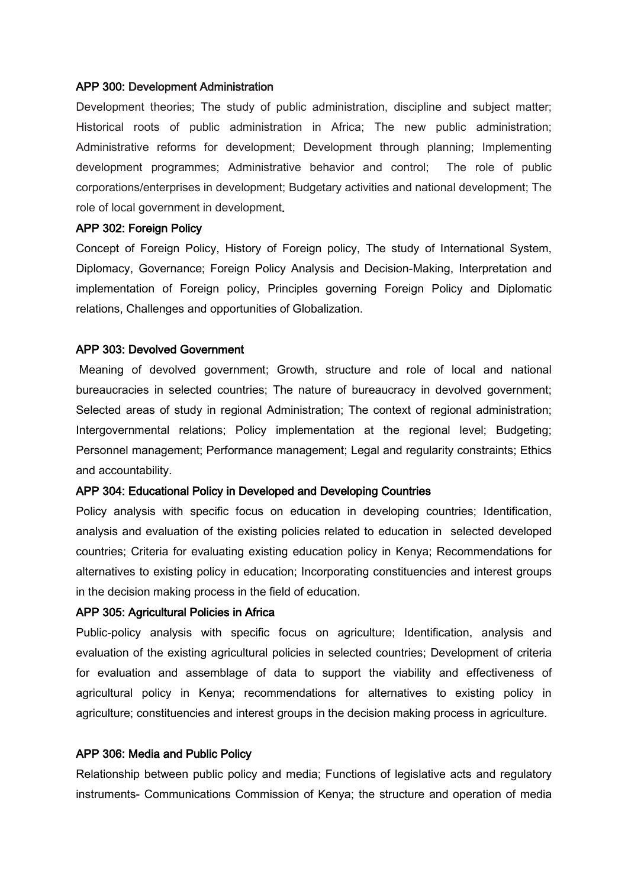**APP 300: Development Administration**

Development theories; The study of public administration, discipline and subject matter; Historical roots of public administration in Africa; The new public administration; Administrative reforms for development; Development through planning; Implementing development programmes; Administrative behavior and control; The role of public corporations/enterprises in development; Budgetary activities and national development; The role of local government in development.

**APP 302: Foreign Policy**

Concept of Foreign Policy, History of Foreign policy, The study of International System, Diplomacy, Governance; Foreign Policy Analysis and Decision-Making, Interpretation and implementation of Foreign policy, Principles governing Foreign Policy and Diplomatic relations, Challenges and opportunities of Globalization.

**APP 303: Devolved Government**

Meaning of devolved government; Growth, structure and role of local and national bureaucracies in selected countries; The nature of bureaucracy in devolved government; Selected areas of study in regional Administration; The context of regional administration; Intergovernmental relations; Policy implementation at the regional level; Budgeting; Personnel management; Performance management; Legal and regularity constraints; Ethics and accountability.

**APP 304: Educational Policy in Developed and Developing Countries**

Policy analysis with specific focus on education in developing countries; Identification, analysis and evaluation of the existing policies related to education in selected developed countries; Criteria for evaluating existing education policy in Kenya; Recommendations for alternatives to existing policy in education; Incorporating constituencies and interest groups in the decision making process in the field of education.

**APP 305: Agricultural Policies in Africa**

Public-policy analysis with specific focus on agriculture; Identification, analysis and evaluation of the existing agricultural policies in selected countries; Development of criteria for evaluation and assemblage of data to support the viability and effectiveness of agricultural policy in Kenya; recommendations for alternatives to existing policy in agriculture; constituencies and interest groups in the decision making process in agriculture.

**APP 306: Media and Public Policy**

Relationship between public policy and media; Functions of legislative acts and regulatory instruments- Communications Commission of Kenya; the structure and operation of media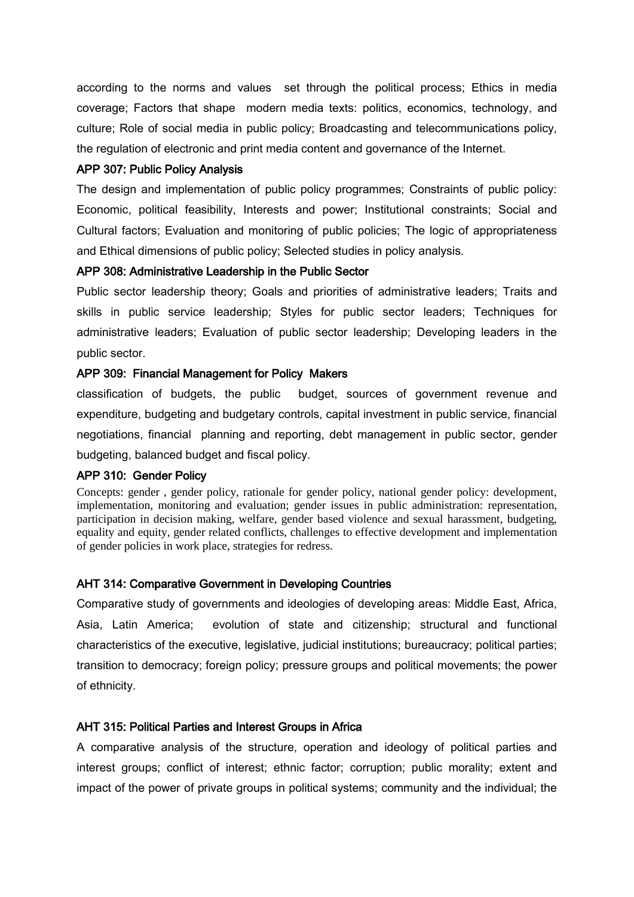according to the norms and values set through the political process; Ethics in media coverage; Factors that shape modern media texts: politics, economics, technology, and culture; Role of social media in public policy; Broadcasting and telecommunications policy, the regulation of electronic and print media content and governance of the Internet.

### APP 307: Public Policy Analysis

The design and implementation of public policy programmes; Constraints of public policy: Economic, political feasibility, Interests and power; Institutional constraints; Social and Cultural factors; Evaluation and monitoring of public policies; The logic of appropriateness and Ethical dimensions of public policy; Selected studies in policy analysis.

### APP 308: Administrative Leadership in the Public Sector

Public sector leadership theory; Goals and priorities of administrative leaders; Traits and skills in public service leadership; Styles for public sector leaders; Techniques for administrative leaders; Evaluation of public sector leadership; Developing leaders in the public sector.

### APP 309: Financial Management for Policy Makers

classification of budgets, the public budget, sources of government revenue and expenditure, budgeting and budgetary controls, capital investment in public service, financial negotiations, financial planning and reporting, debt management in public sector, gender budgeting, balanced budget and fiscal policy.

### APP 310: Gender Policy

Concepts: gender , gender policy, rationale for gender policy, national gender policy: development, implementation, monitoring and evaluation; gender issues in public administration: representation, participation in decision making, welfare, gender based violence and sexual harassment, budgeting, equality and equity, gender related conflicts, challenges to effective development and implementation of gender policies in work place, strategies for redress.

### AHT 314: Comparative Government in Developing Countries

Comparative study of governments and ideologies of developing areas: Middle East, Africa, Asia, Latin America; evolution of state and citizenship; structural and functional characteristics of the executive, legislative, judicial institutions; bureaucracy; political parties; transition to democracy; foreign policy; pressure groups and political movements; the power of ethnicity.

### AHT 315: Political Parties and Interest Groups in Africa

A comparative analysis of the structure, operation and ideology of political parties and interest groups; conflict of interest; ethnic factor; corruption; public morality; extent and impact of the power of private groups in political systems; community and the individual; the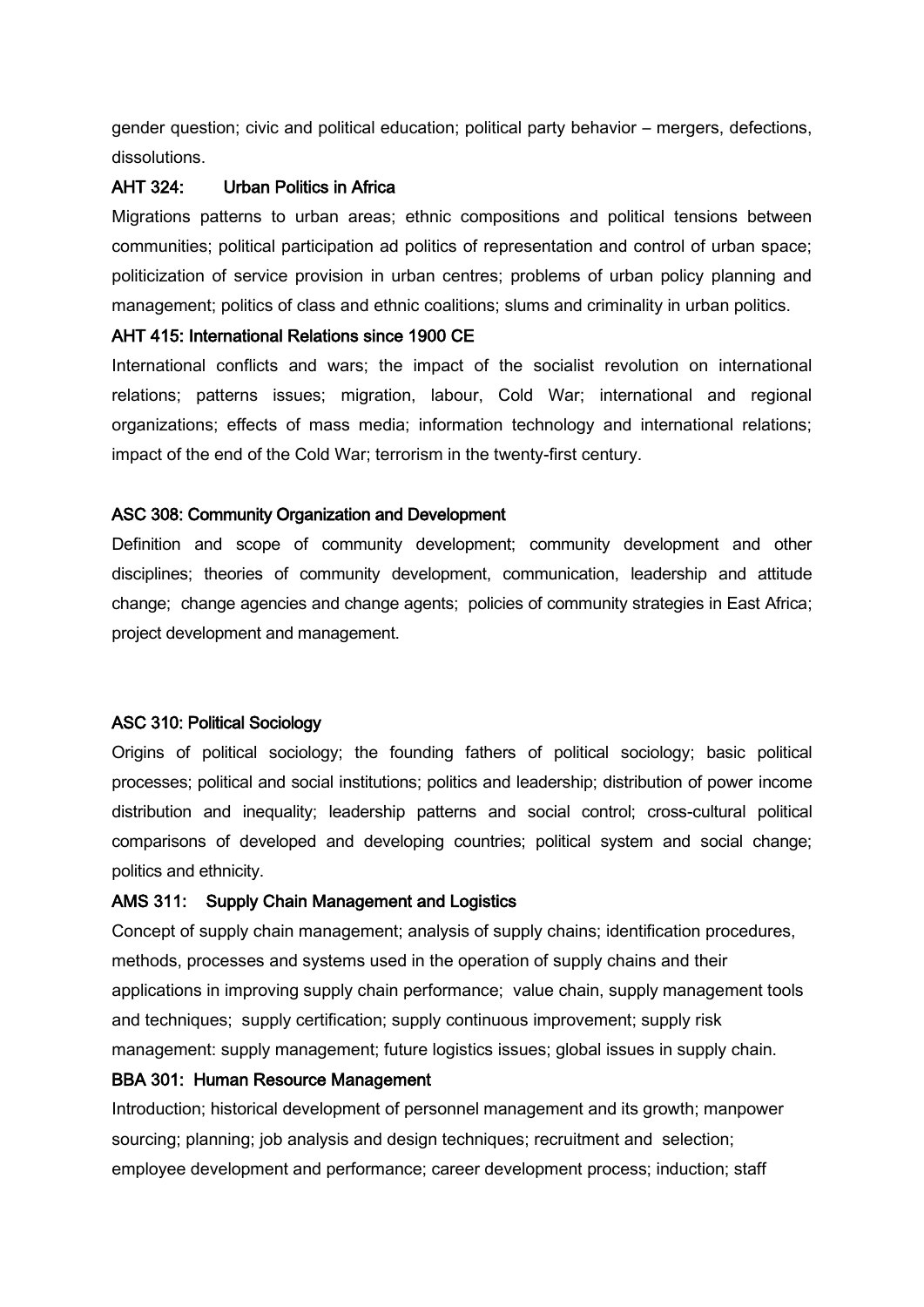gender question; civic and political education; political party behavior – mergers, defections, dissolutions.

**AHT 324: Urban Politics in Africa**

Migrations patterns to urban areas; ethnic compositions and political tensions between communities; political participation ad politics of representation and control of urban space; politicization of service provision in urban centres; problems of urban policy planning and management; politics of class and ethnic coalitions; slums and criminality in urban politics.

**AHT 415: International Relations since 1900 CE**

International conflicts and wars; the impact of the socialist revolution on international relations; patterns issues; migration, labour, Cold War; international and regional organizations; effects of mass media; information technology and international relations; impact of the end of the Cold War; terrorism in the twenty-first century.

**ASC 308: Community Organization and Development**

Definition and scope of community development; community development and other disciplines; theories of community development, communication, leadership and attitude change; change agencies and change agents; policies of community strategies in East Africa; project development and management.

**ASC 310: Political Sociology**

Origins of political sociology; the founding fathers of political sociology; basic political processes; political and social institutions; politics and leadership; distribution of power income distribution and inequality; leadership patterns and social control; cross-cultural political comparisons of developed and developing countries; political system and social change; politics and ethnicity.

**AMS 311: Supply Chain Management and Logistics**

Concept of supply chain management; analysis of supply chains; identification procedures, methods, processes and systems used in the operation of supply chains and their applications in improving supply chain performance; value chain, supply management tools and techniques; supply certification; supply continuous improvement; supply risk management: supply management; future logistics issues; global issues in supply chain.

**BBA 301: Human Resource Management**

Introduction; historical development of personnel management and its growth; manpower sourcing; planning; job analysis and design techniques; recruitment and selection; employee development and performance; career development process; induction; staff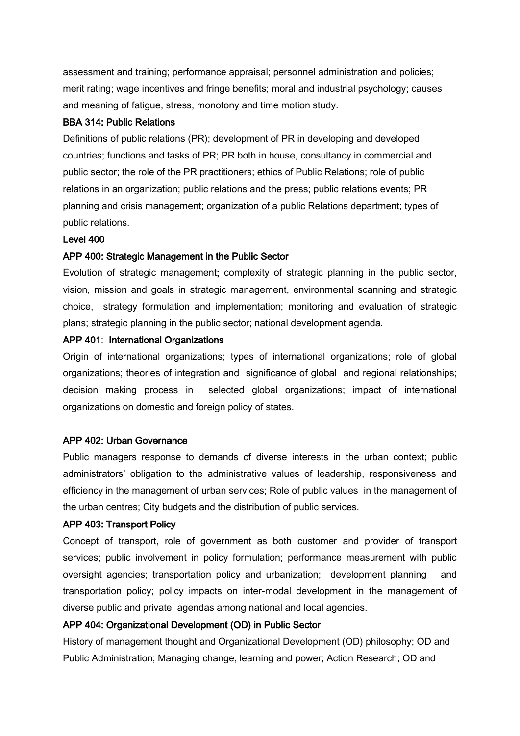assessment and training; performance appraisal; personnel administration and policies; merit rating; wage incentives and fringe benefits; moral and industrial psychology; causes and meaning of fatigue, stress, monotony and time motion study.

### BBA 314: Public Relations

Definitions of public relations (PR); development of PR in developing and developed countries; functions and tasks of PR; PR both in house, consultancy in commercial and public sector; the role of the PR practitioners; ethics of Public Relations; role of public relations in an organization; public relations and the press; public relations events; PR planning and crisis management; organization of a public Relations department; types of public relations.

## Level 400

### APP 400: Strategic Management in the Public Sector

Evolution of strategic management**;** complexity of strategic planning in the public sector, vision, mission and goals in strategic management, environmental scanning and strategic choice, strategy formulation and implementation; monitoring and evaluation of strategic plans; strategic planning in the public sector; national development agenda.

### APP 401: International Organizations

Origin of international organizations; types of international organizations; role of global organizations; theories of integration and significance of global and regional relationships; decision making process in selected global organizations; impact of international organizations on domestic and foreign policy of states.

### APP 402: Urban Governance

Public managers response to demands of diverse interests in the urban context; public administrators' obligation to the administrative values of leadership, responsiveness and efficiency in the management of urban services; Role of public values in the management of the urban centres; City budgets and the distribution of public services.

### APP 403: Transport Policy

Concept of transport, role of government as both customer and provider of transport services; public involvement in policy formulation; performance measurement with public oversight agencies; transportation policy and urbanization; development planning and transportation policy; policy impacts on inter-modal development in the management of diverse public and private agendas among national and local agencies.

### APP 404: Organizational Development (OD) in Public Sector

History of management thought and Organizational Development (OD) philosophy; OD and Public Administration; Managing change, learning and power; Action Research; OD and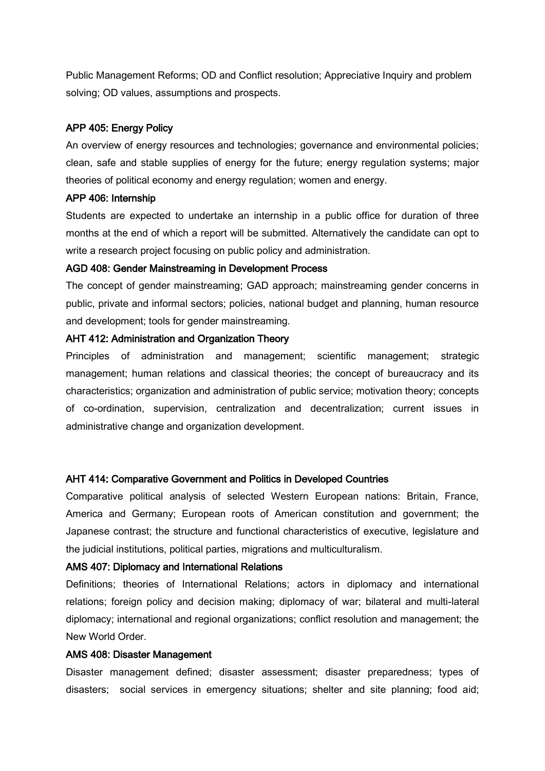Public Management Reforms; OD and Conflict resolution; Appreciative Inquiry and problem solving; OD values, assumptions and prospects.

### APP 405: Energy Policy

An overview of energy resources and technologies; governance and environmental policies; clean, safe and stable supplies of energy for the future; energy regulation systems; major theories of political economy and energy regulation; women and energy.

### APP 406: Internship

Students are expected to undertake an internship in a public office for duration of three months at the end of which a report will be submitted. Alternatively the candidate can opt to write a research project focusing on public policy and administration.

### AGD 408: Gender Mainstreaming in Development Process

The concept of gender mainstreaming; GAD approach; mainstreaming gender concerns in public, private and informal sectors; policies, national budget and planning, human resource and development; tools for gender mainstreaming.

### AHT 412: Administration and Organization Theory

Principles of administration and management; scientific management; strategic management; human relations and classical theories; the concept of bureaucracy and its characteristics; organization and administration of public service; motivation theory; concepts of co-ordination, supervision, centralization and decentralization; current issues in administrative change and organization development.

### AHT 414: Comparative Government and Politics in Developed Countries

Comparative political analysis of selected Western European nations: Britain, France, America and Germany; European roots of American constitution and government; the Japanese contrast; the structure and functional characteristics of executive, legislature and the judicial institutions, political parties, migrations and multiculturalism.

### AMS 407: Diplomacy and International Relations

Definitions; theories of International Relations; actors in diplomacy and international relations; foreign policy and decision making; diplomacy of war; bilateral and multi-lateral diplomacy; international and regional organizations; conflict resolution and management; the New World Order.

### AMS 408: Disaster Management

Disaster management defined; disaster assessment; disaster preparedness; types of disasters; social services in emergency situations; shelter and site planning; food aid;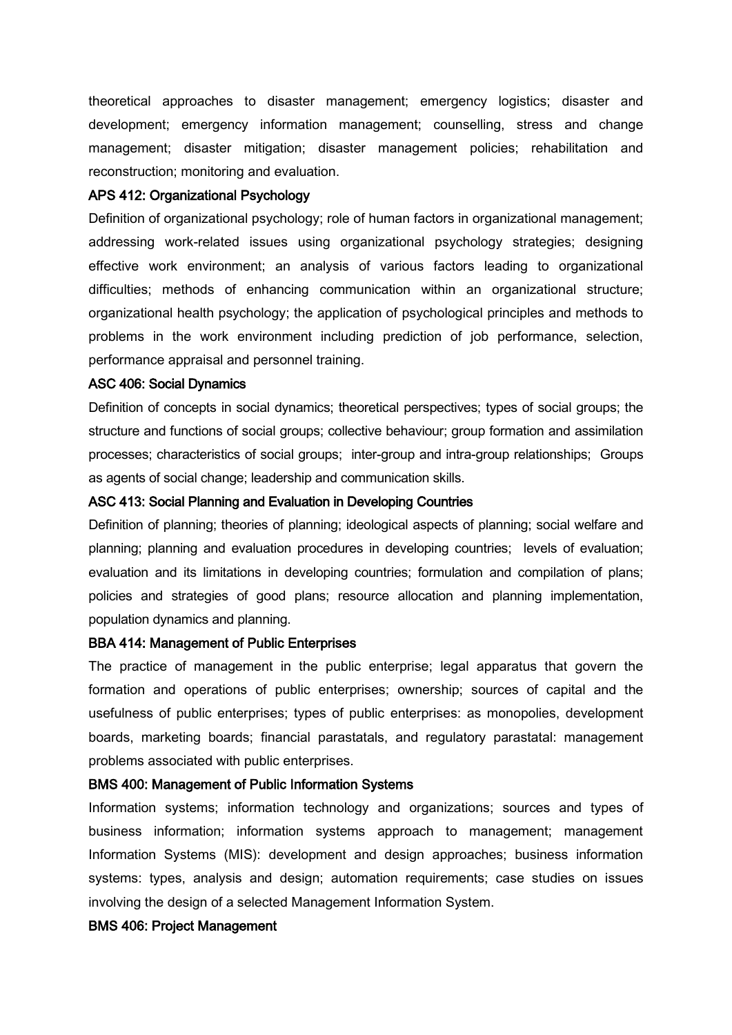theoretical approaches to disaster management; emergency logistics; disaster and development; emergency information management; counselling, stress and change management; disaster mitigation; disaster management policies; rehabilitation and reconstruction; monitoring and evaluation.

### APS 412: Organizational Psychology

Definition of organizational psychology; role of human factors in organizational management; addressing work-related issues using organizational psychology strategies; designing effective work environment; an analysis of various factors leading to organizational difficulties; methods of enhancing communication within an organizational structure; organizational health psychology; the application of psychological principles and methods to problems in the work environment including prediction of job performance, selection, performance appraisal and personnel training.

### ASC 406: Social Dynamics

Definition of concepts in social dynamics; theoretical perspectives; types of social groups; the structure and functions of social groups; collective behaviour; group formation and assimilation processes; characteristics of social groups; inter-group and intra-group relationships; Groups as agents of social change; leadership and communication skills.

### ASC 413: Social Planning and Evaluation in Developing Countries

Definition of planning; theories of planning; ideological aspects of planning; social welfare and planning; planning and evaluation procedures in developing countries; levels of evaluation; evaluation and its limitations in developing countries; formulation and compilation of plans; policies and strategies of good plans; resource allocation and planning implementation, population dynamics and planning.

### BBA 414: Management of Public Enterprises

The practice of management in the public enterprise; legal apparatus that govern the formation and operations of public enterprises; ownership; sources of capital and the usefulness of public enterprises; types of public enterprises: as monopolies, development boards, marketing boards; financial parastatals, and regulatory parastatal: management problems associated with public enterprises.

### BMS 400: Management of Public Information Systems

Information systems; information technology and organizations; sources and types of business information; information systems approach to management; management Information Systems (MIS): development and design approaches; business information systems: types, analysis and design; automation requirements; case studies on issues involving the design of a selected Management Information System.

### BMS 406: Project Management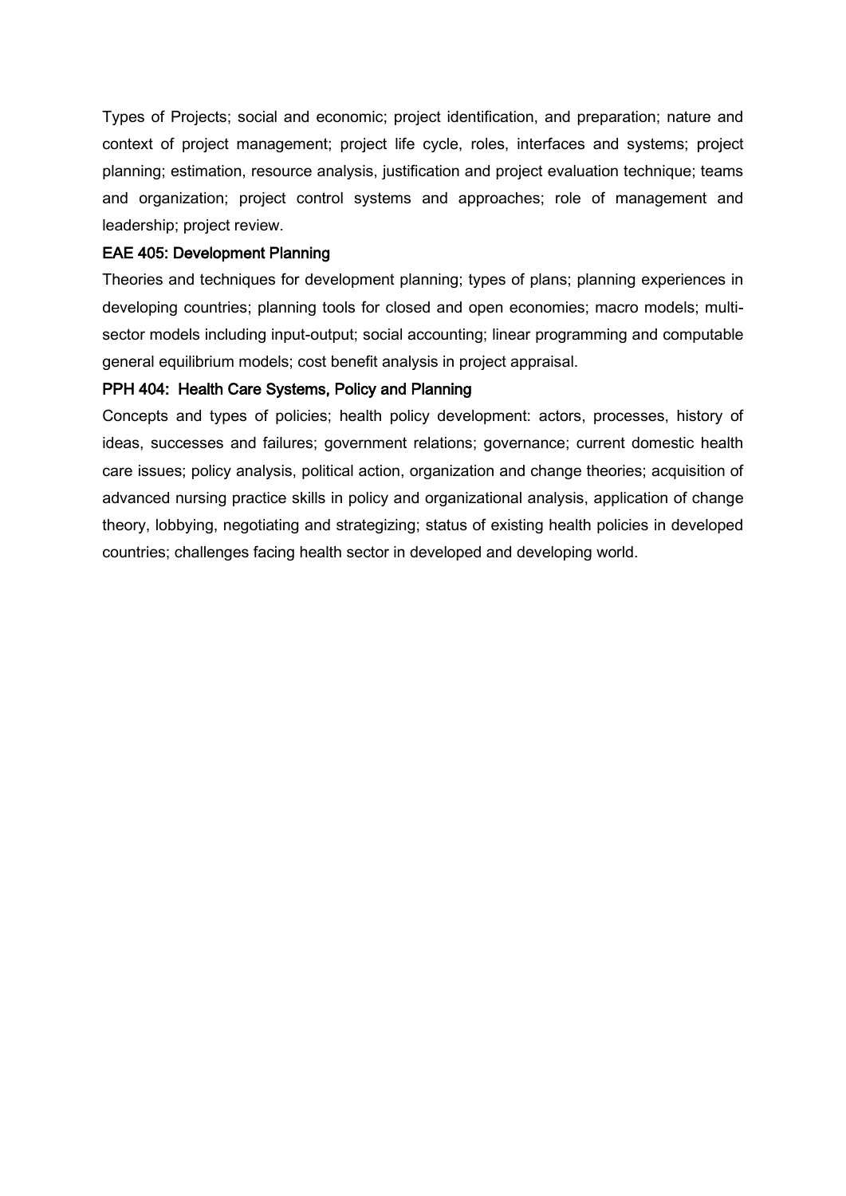Types of Projects; social and economic; project identification, and preparation; nature and context of project management; project life cycle, roles, interfaces and systems; project planning; estimation, resource analysis, justification and project evaluation technique; teams and organization; project control systems and approaches; role of management and leadership; project review.

**EAE 405: Development Planning**

Theories and techniques for development planning; types of plans; planning experiences in developing countries; planning tools for closed and open economies; macro models; multi-sector models including input-output; social accounting; linear programming and computable general equilibrium models; cost benefit analysis in project appraisal.

**PPH 404: Health Care Systems, Policy and Planning**

Concepts and types of policies; health policy development: actors, processes, history of ideas, successes and failures; government relations; governance; current domestic health care issues; policy analysis, political action, organization and change theories; acquisition of advanced nursing practice skills in policy and organizational analysis, application of change theory, lobbying, negotiating and strategizing; status of existing health policies in developed countries; challenges facing health sector in developed and developing world.